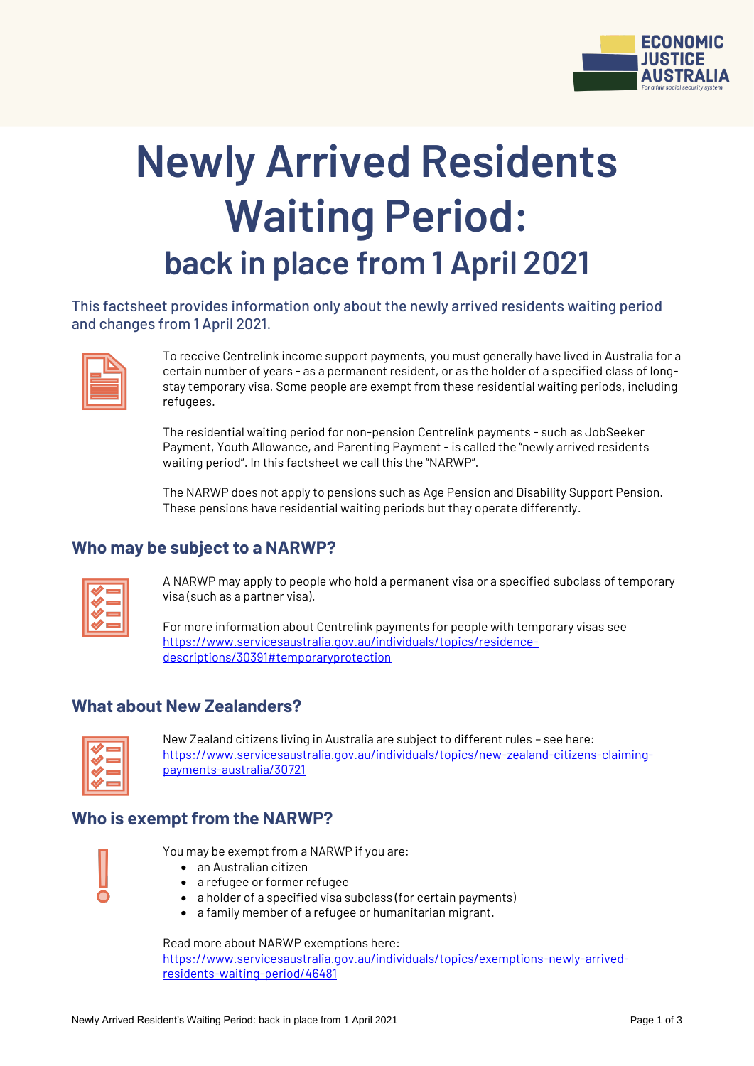# Newly Arrived Residents Waiting Period:

## back in place from 1 April 2021

This factsheet provides information only about the newly arrived residents waiting period and changes from 1 April 2021.

To receive Centrelink income support payments, you must generally have lived in Australia for a certain number of years - as a permanent resident, or as the holder of a specified class of long-stay temporary visa. Some people are exempt from these residential waiting periods, including refugees.

The residential waiting period for non-pension Centrelink payments - such as JobSeeker Payment, Youth Allowance, and Parenting Payment - is called the "newly arrived residents waiting period". In this factsheet we call this the "NARWP".

The NARWP does not apply to pensions such as Age Pension and Disability Support Pension. These pensions have residential waiting periods but they operate differently.

### Who may be subject to a NARWP?

A NARWP may apply to people who hold a permanent visa or a specified subclass of temporary visa (such as a partner visa).

For more information about Centrelink payments for people with temporary visas see https://www.servicesaustralia.gov.au/individuals/topics/residence-descriptions/30391#temporaryprotection

### What about New Zealanders?

New Zealand citizens living in Australia are subject to different rules – see here: https://www.servicesaustralia.gov.au/individuals/topics/new-zealand-citizens-claiming-payments-australia/30721

### Who is exempt from the NARWP?

You may be exempt from a NARWP if you are:

- an Australian citizen
- a refugee or former refugee
- a holder of a specified visa subclass (for certain payments)
- a family member of a refugee or humanitarian migrant.

Read more about NARWP exemptions here: https://www.servicesaustralia.gov.au/individuals/topics/exemptions-newly-arrived-residents-waiting-period/46481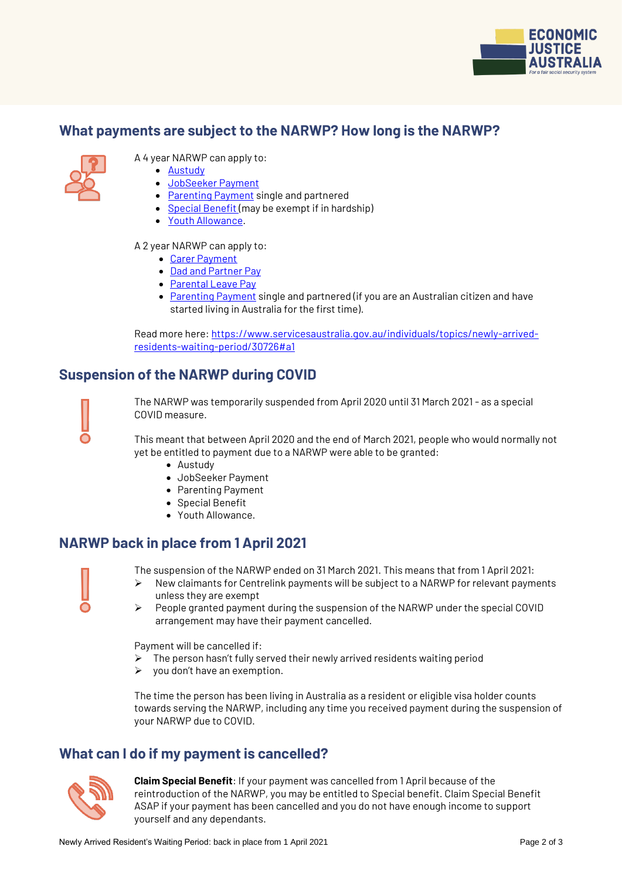## What payments are subject to the NARWP? How long is the NARWP?

A 4 year NARWP can apply to:

- Austudy
- JobSeeker Payment
- Parenting Payment single and partnered
- Special Benefit (may be exempt if in hardship)
- Youth Allowance.

A 2 year NARWP can apply to:

- Carer Payment
- Dad and Partner Pay
- Parental Leave Pay
- Parenting Payment single and partnered (if you are an Australian citizen and have started living in Australia for the first time).

Read more here: https://www.servicesaustralia.gov.au/individuals/topics/newly-arrived-residents-waiting-period/30726#a1

## Suspension of the NARWP during COVID

The NARWP was temporarily suspended from April 2020 until 31 March 2021 - as a special COVID measure.

This meant that between April 2020 and the end of March 2021, people who would normally not yet be entitled to payment due to a NARWP were able to be granted:

- Austudy
- JobSeeker Payment
- Parenting Payment
- Special Benefit
- Youth Allowance.

## NARWP back in place from 1 April 2021

The suspension of the NARWP ended on 31 March 2021. This means that from 1 April 2021:

- New claimants for Centrelink payments will be subject to a NARWP for relevant payments unless they are exempt
- People granted payment during the suspension of the NARWP under the special COVID arrangement may have their payment cancelled.

Payment will be cancelled if:

- The person hasn't fully served their newly arrived residents waiting period
- you don't have an exemption.

The time the person has been living in Australia as a resident or eligible visa holder counts towards serving the NARWP, including any time you received payment during the suspension of your NARWP due to COVID.

## What can I do if my payment is cancelled?

**Claim Special Benefit**: If your payment was cancelled from 1 April because of the reintroduction of the NARWP, you may be entitled to Special benefit. Claim Special Benefit ASAP if your payment has been cancelled and you do not have enough income to support yourself and any dependants.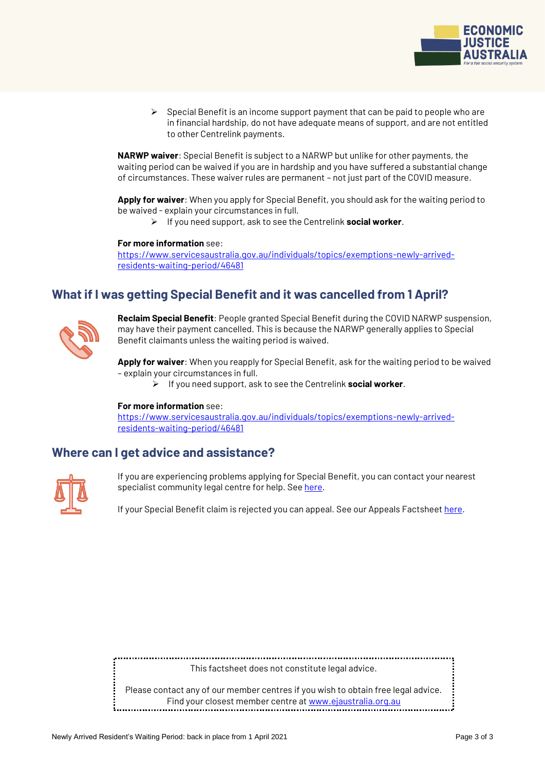- Special Benefit is an income support payment that can be paid to people who are in financial hardship, do not have adequate means of support, and are not entitled to other Centrelink payments.

**NARWP waiver**: Special Benefit is subject to a NARWP but unlike for other payments, the waiting period can be waived if you are in hardship and you have suffered a substantial change of circumstances. These waiver rules are permanent – not just part of the COVID measure.

**Apply for waiver**: When you apply for Special Benefit, you should ask for the waiting period to be waived - explain your circumstances in full.

- If you need support, ask to see the Centrelink **social worker**.

**For more information** see:
https://www.servicesaustralia.gov.au/individuals/topics/exemptions-newly-arrived-residents-waiting-period/46481

## What if I was getting Special Benefit and it was cancelled from 1 April?

**Reclaim Special Benefit**: People granted Special Benefit during the COVID NARWP suspension, may have their payment cancelled. This is because the NARWP generally applies to Special Benefit claimants unless the waiting period is waived.

**Apply for waiver**: When you reapply for Special Benefit, ask for the waiting period to be waived – explain your circumstances in full.

- If you need support, ask to see the Centrelink **social worker**.

**For more information** see:
https://www.servicesaustralia.gov.au/individuals/topics/exemptions-newly-arrived-residents-waiting-period/46481

## Where can I get advice and assistance?

If you are experiencing problems applying for Special Benefit, you can contact your nearest specialist community legal centre for help. See here.

If your Special Benefit claim is rejected you can appeal. See our Appeals Factsheet here.

This factsheet does not constitute legal advice.

Please contact any of our member centres if you wish to obtain free legal advice.
Find your closest member centre at www.ejaustralia.org.au